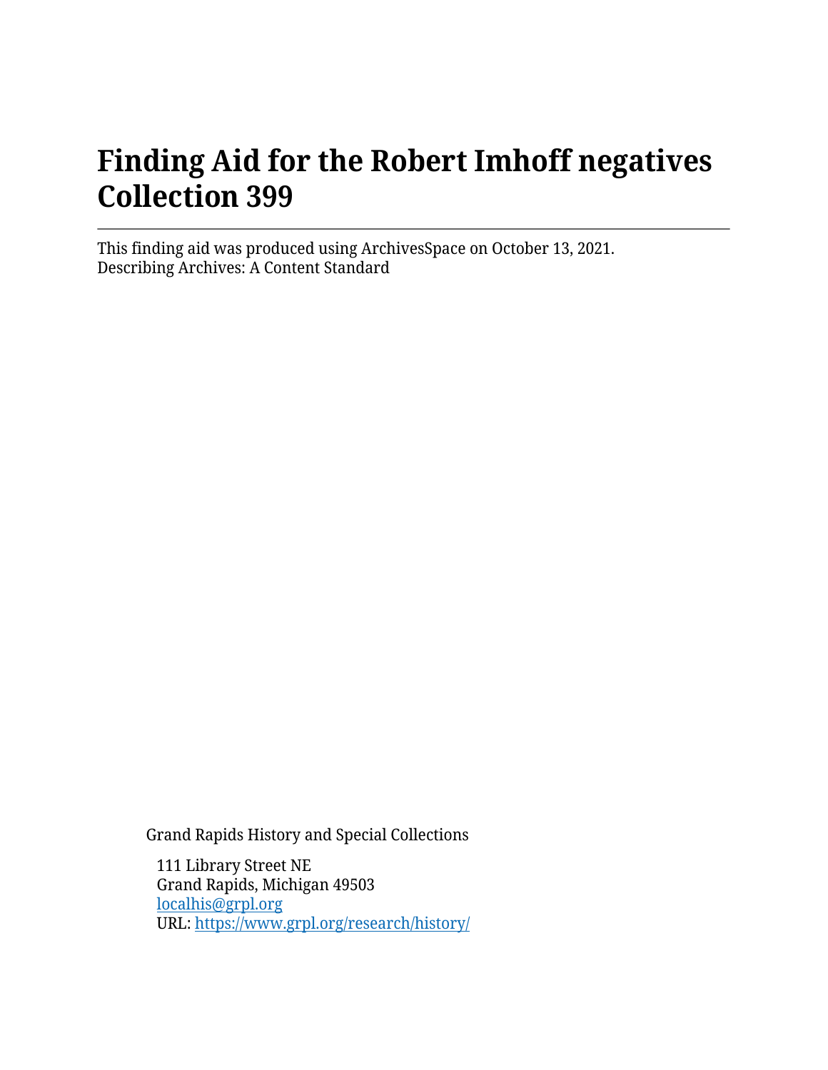# Finding Aid for the Robert Imhoff negatives Collection 399

This finding aid was produced using ArchivesSpace on October 13, 2021.
Describing Archives: A Content Standard

Grand Rapids History and Special Collections

111 Library Street NE
Grand Rapids, Michigan 49503
[localhis@grpl.org](mailto:localhis@grpl.org)
URL: [https://www.grpl.org/research/history/](https://www.grpl.org/research/history/)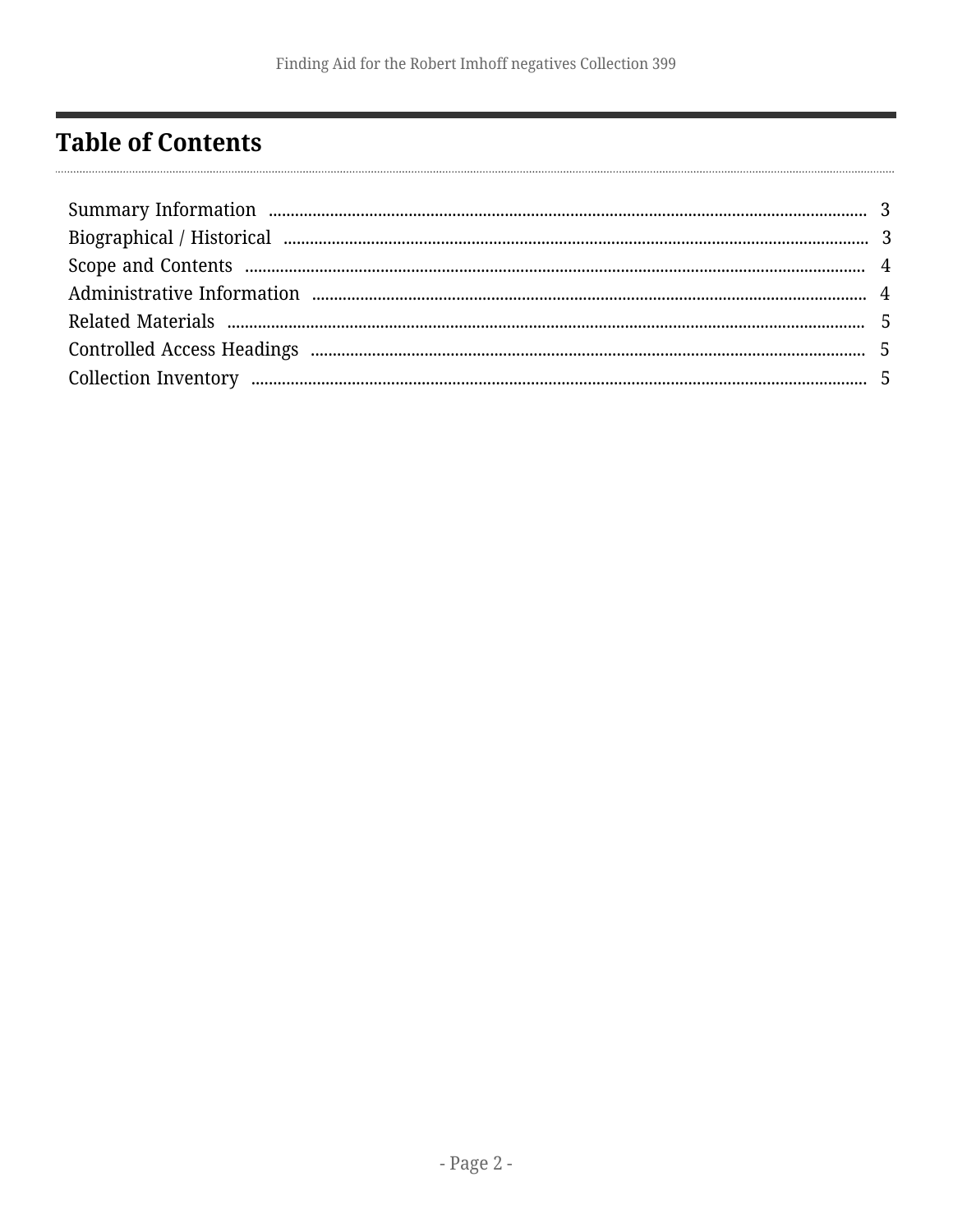# Table of Contents

Summary Information ........ 3
Biographical / Historical ........ 3
Scope and Contents ........ 4
Administrative Information ........ 4
Related Materials ........ 5
Controlled Access Headings ........ 5
Collection Inventory ........ 5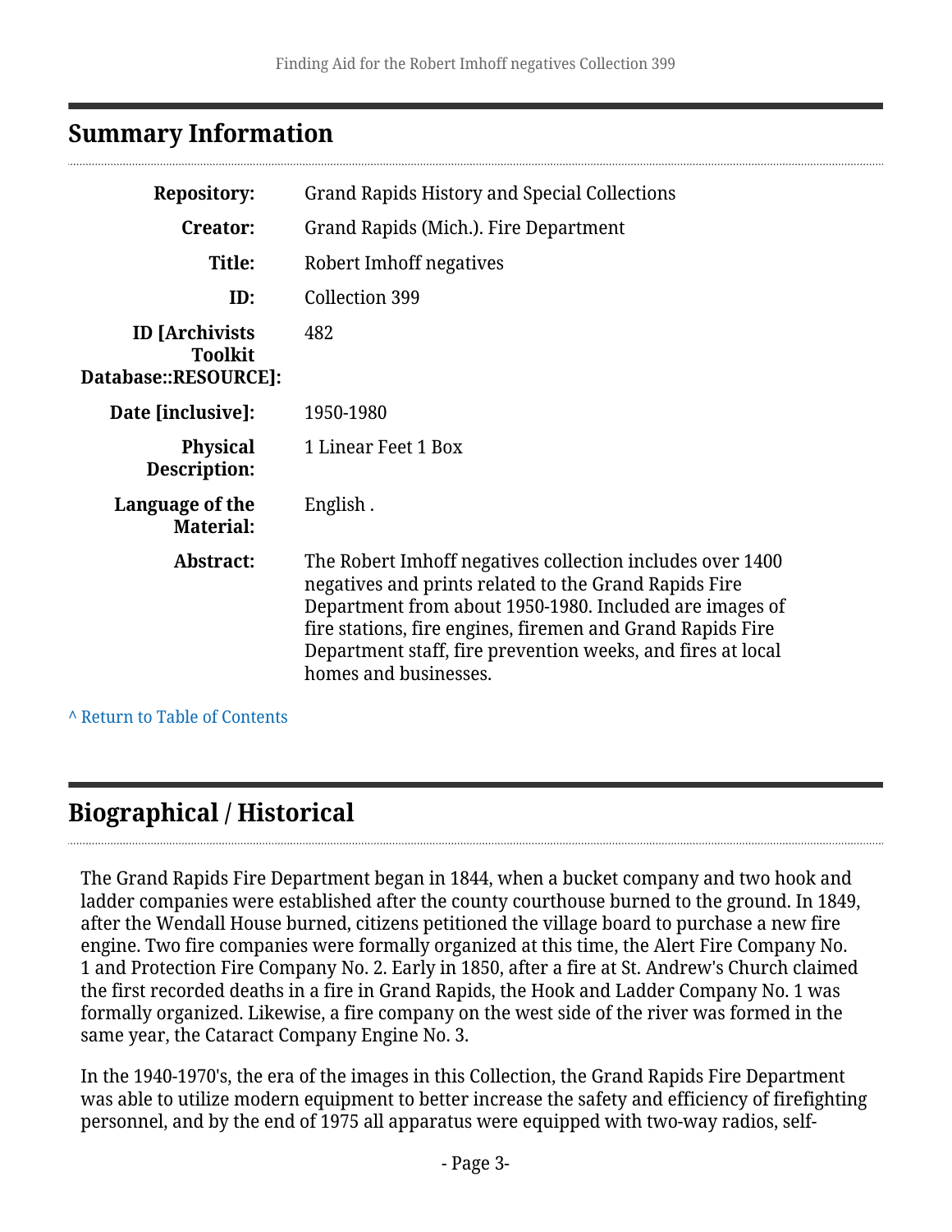## Summary Information

| | |
|---|---|
| **Repository:** | Grand Rapids History and Special Collections |
| **Creator:** | Grand Rapids (Mich.). Fire Department |
| **Title:** | Robert Imhoff negatives |
| **ID:** | Collection 399 |
| **ID [Archivists Toolkit Database::RESOURCE]:** | 482 |
| **Date [inclusive]:** | 1950-1980 |
| **Physical Description:** | 1 Linear Feet 1 Box |
| **Language of the Material:** | English . |
| **Abstract:** | The Robert Imhoff negatives collection includes over 1400 negatives and prints related to the Grand Rapids Fire Department from about 1950-1980. Included are images of fire stations, fire engines, firemen and Grand Rapids Fire Department staff, fire prevention weeks, and fires at local homes and businesses. |

^ Return to Table of Contents

## Biographical / Historical

The Grand Rapids Fire Department began in 1844, when a bucket company and two hook and ladder companies were established after the county courthouse burned to the ground. In 1849, after the Wendall House burned, citizens petitioned the village board to purchase a new fire engine. Two fire companies were formally organized at this time, the Alert Fire Company No. 1 and Protection Fire Company No. 2. Early in 1850, after a fire at St. Andrew's Church claimed the first recorded deaths in a fire in Grand Rapids, the Hook and Ladder Company No. 1 was formally organized. Likewise, a fire company on the west side of the river was formed in the same year, the Cataract Company Engine No. 3.

In the 1940-1970's, the era of the images in this Collection, the Grand Rapids Fire Department was able to utilize modern equipment to better increase the safety and efficiency of firefighting personnel, and by the end of 1975 all apparatus were equipped with two-way radios, self-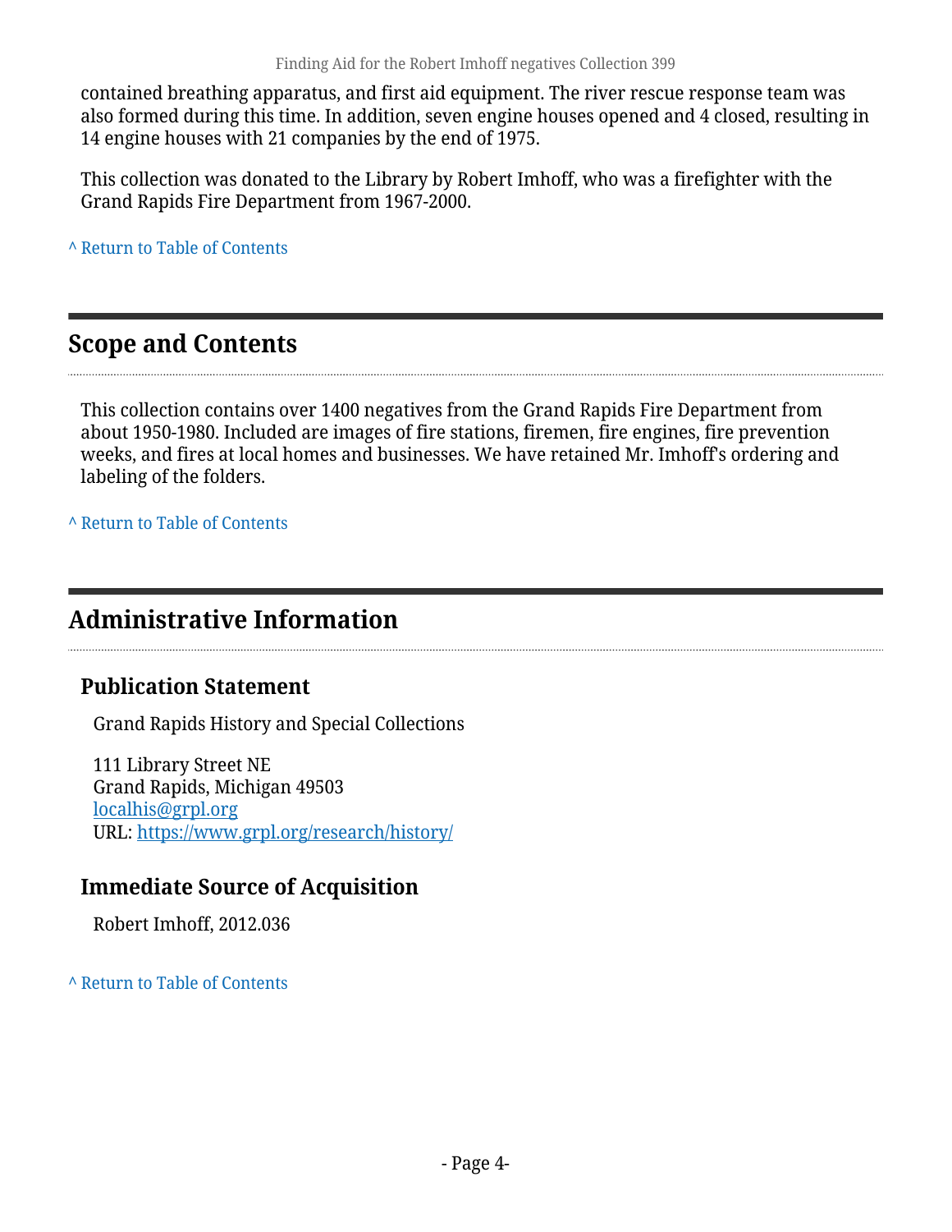contained breathing apparatus, and first aid equipment. The river rescue response team was also formed during this time. In addition, seven engine houses opened and 4 closed, resulting in 14 engine houses with 21 companies by the end of 1975.

This collection was donated to the Library by Robert Imhoff, who was a firefighter with the Grand Rapids Fire Department from 1967-2000.

^ Return to Table of Contents

## Scope and Contents

This collection contains over 1400 negatives from the Grand Rapids Fire Department from about 1950-1980. Included are images of fire stations, firemen, fire engines, fire prevention weeks, and fires at local homes and businesses. We have retained Mr. Imhoff's ordering and labeling of the folders.

^ Return to Table of Contents

## Administrative Information

### Publication Statement

Grand Rapids History and Special Collections

111 Library Street NE
Grand Rapids, Michigan 49503
localhis@grpl.org
URL: https://www.grpl.org/research/history/

### Immediate Source of Acquisition

Robert Imhoff, 2012.036

^ Return to Table of Contents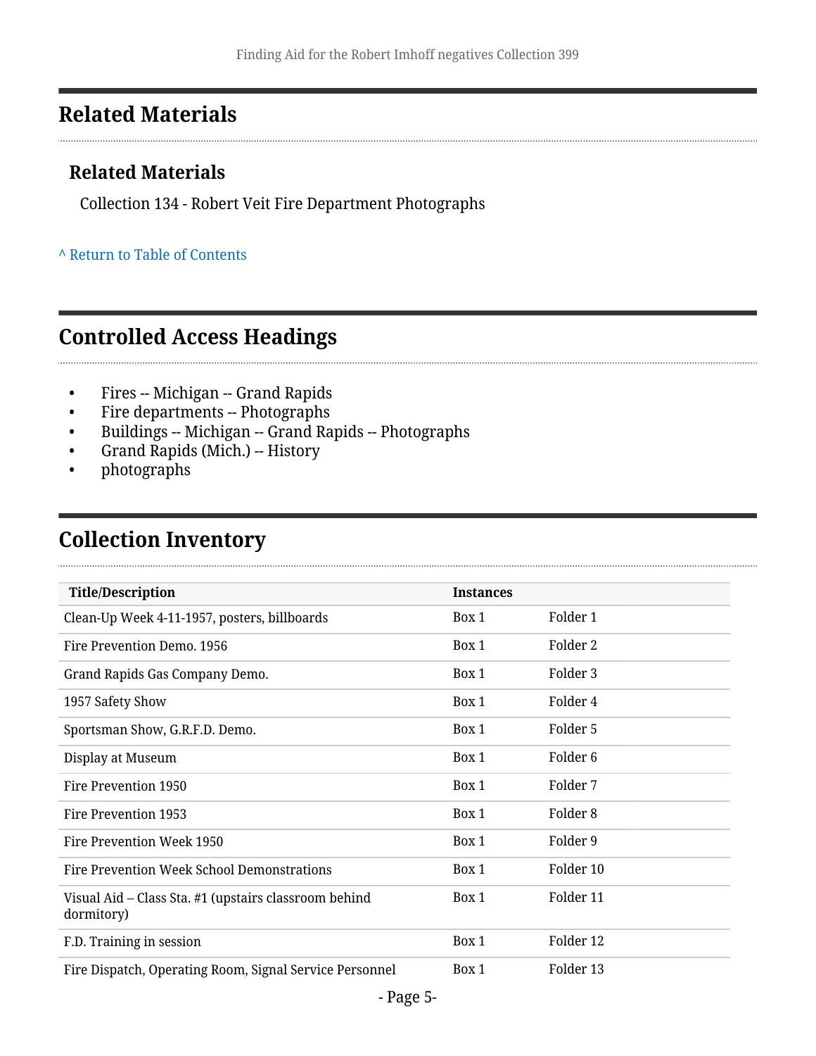## Related Materials

### Related Materials

Collection 134 - Robert Veit Fire Department Photographs

^ Return to Table of Contents

## Controlled Access Headings

- Fires -- Michigan -- Grand Rapids
- Fire departments -- Photographs
- Buildings -- Michigan -- Grand Rapids -- Photographs
- Grand Rapids (Mich.) -- History
- photographs

## Collection Inventory

| Title/Description | Instances | |
|---|---|---|
| Clean-Up Week 4-11-1957, posters, billboards | Box 1 | Folder 1 |
| Fire Prevention Demo. 1956 | Box 1 | Folder 2 |
| Grand Rapids Gas Company Demo. | Box 1 | Folder 3 |
| 1957 Safety Show | Box 1 | Folder 4 |
| Sportsman Show, G.R.F.D. Demo. | Box 1 | Folder 5 |
| Display at Museum | Box 1 | Folder 6 |
| Fire Prevention 1950 | Box 1 | Folder 7 |
| Fire Prevention 1953 | Box 1 | Folder 8 |
| Fire Prevention Week 1950 | Box 1 | Folder 9 |
| Fire Prevention Week School Demonstrations | Box 1 | Folder 10 |
| Visual Aid – Class Sta. #1 (upstairs classroom behind dormitory) | Box 1 | Folder 11 |
| F.D. Training in session | Box 1 | Folder 12 |
| Fire Dispatch, Operating Room, Signal Service Personnel | Box 1 | Folder 13 |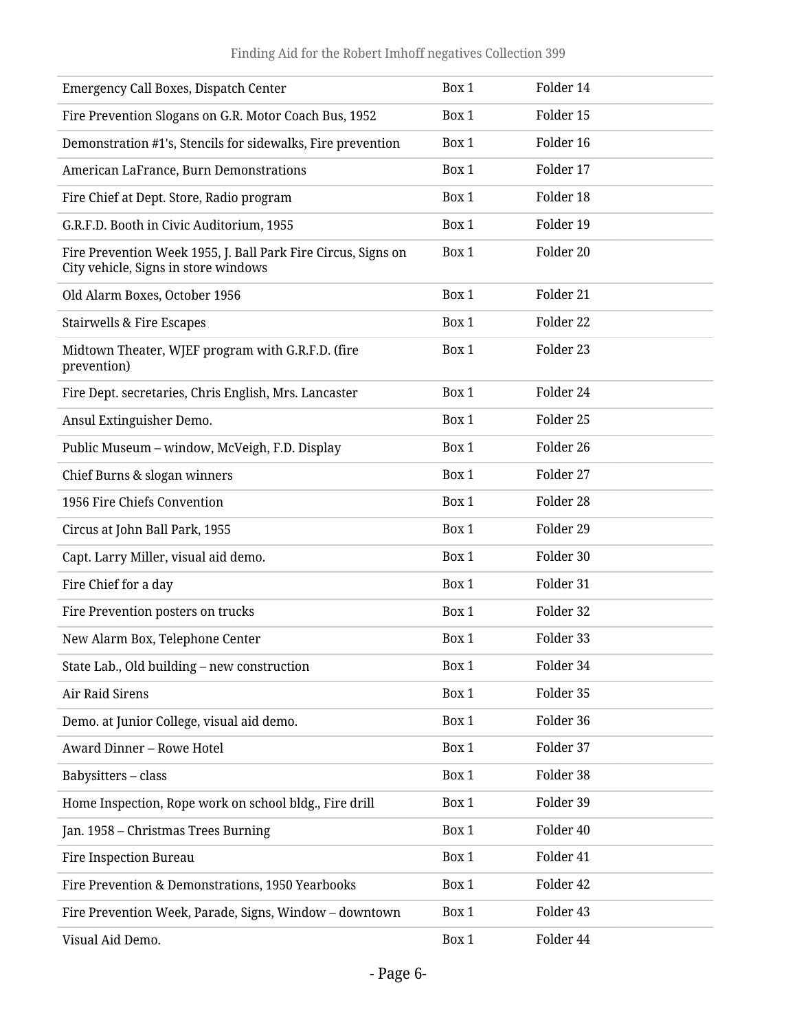| | | |
|---|---|---|
| Emergency Call Boxes, Dispatch Center | Box 1 | Folder 14 |
| Fire Prevention Slogans on G.R. Motor Coach Bus, 1952 | Box 1 | Folder 15 |
| Demonstration #1's, Stencils for sidewalks, Fire prevention | Box 1 | Folder 16 |
| American LaFrance, Burn Demonstrations | Box 1 | Folder 17 |
| Fire Chief at Dept. Store, Radio program | Box 1 | Folder 18 |
| G.R.F.D. Booth in Civic Auditorium, 1955 | Box 1 | Folder 19 |
| Fire Prevention Week 1955, J. Ball Park Fire Circus, Signs on City vehicle, Signs in store windows | Box 1 | Folder 20 |
| Old Alarm Boxes, October 1956 | Box 1 | Folder 21 |
| Stairwells & Fire Escapes | Box 1 | Folder 22 |
| Midtown Theater, WJEF program with G.R.F.D. (fire prevention) | Box 1 | Folder 23 |
| Fire Dept. secretaries, Chris English, Mrs. Lancaster | Box 1 | Folder 24 |
| Ansul Extinguisher Demo. | Box 1 | Folder 25 |
| Public Museum – window, McVeigh, F.D. Display | Box 1 | Folder 26 |
| Chief Burns & slogan winners | Box 1 | Folder 27 |
| 1956 Fire Chiefs Convention | Box 1 | Folder 28 |
| Circus at John Ball Park, 1955 | Box 1 | Folder 29 |
| Capt. Larry Miller, visual aid demo. | Box 1 | Folder 30 |
| Fire Chief for a day | Box 1 | Folder 31 |
| Fire Prevention posters on trucks | Box 1 | Folder 32 |
| New Alarm Box, Telephone Center | Box 1 | Folder 33 |
| State Lab., Old building – new construction | Box 1 | Folder 34 |
| Air Raid Sirens | Box 1 | Folder 35 |
| Demo. at Junior College, visual aid demo. | Box 1 | Folder 36 |
| Award Dinner – Rowe Hotel | Box 1 | Folder 37 |
| Babysitters – class | Box 1 | Folder 38 |
| Home Inspection, Rope work on school bldg., Fire drill | Box 1 | Folder 39 |
| Jan. 1958 – Christmas Trees Burning | Box 1 | Folder 40 |
| Fire Inspection Bureau | Box 1 | Folder 41 |
| Fire Prevention & Demonstrations, 1950 Yearbooks | Box 1 | Folder 42 |
| Fire Prevention Week, Parade, Signs, Window – downtown | Box 1 | Folder 43 |
| Visual Aid Demo. | Box 1 | Folder 44 |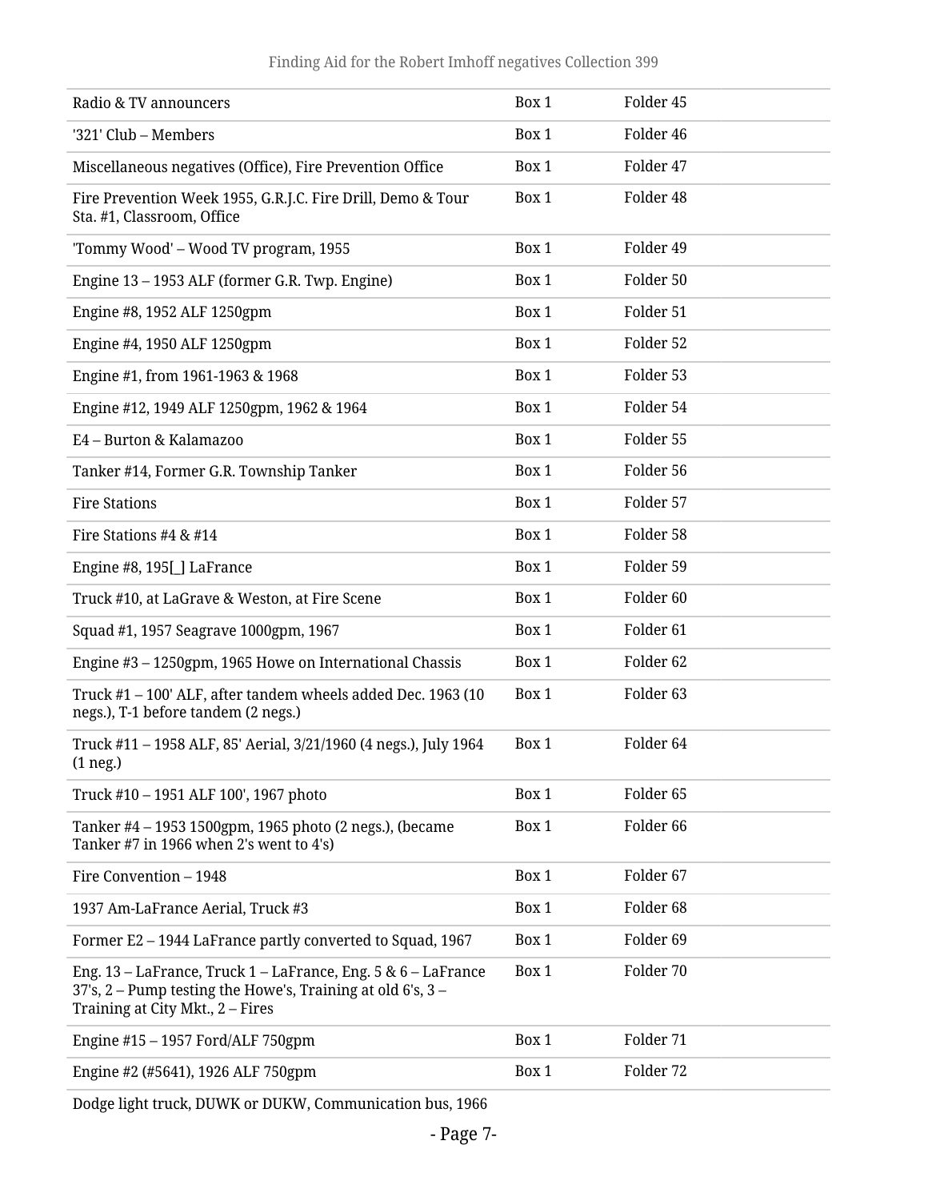| | | |
|---|---|---|
| Radio & TV announcers | Box 1 | Folder 45 |
| '321' Club – Members | Box 1 | Folder 46 |
| Miscellaneous negatives (Office), Fire Prevention Office | Box 1 | Folder 47 |
| Fire Prevention Week 1955, G.R.J.C. Fire Drill, Demo & Tour Sta. #1, Classroom, Office | Box 1 | Folder 48 |
| 'Tommy Wood' – Wood TV program, 1955 | Box 1 | Folder 49 |
| Engine 13 – 1953 ALF (former G.R. Twp. Engine) | Box 1 | Folder 50 |
| Engine #8, 1952 ALF 1250gpm | Box 1 | Folder 51 |
| Engine #4, 1950 ALF 1250gpm | Box 1 | Folder 52 |
| Engine #1, from 1961-1963 & 1968 | Box 1 | Folder 53 |
| Engine #12, 1949 ALF 1250gpm, 1962 & 1964 | Box 1 | Folder 54 |
| E4 – Burton & Kalamazoo | Box 1 | Folder 55 |
| Tanker #14, Former G.R. Township Tanker | Box 1 | Folder 56 |
| Fire Stations | Box 1 | Folder 57 |
| Fire Stations #4 & #14 | Box 1 | Folder 58 |
| Engine #8, 195[_] LaFrance | Box 1 | Folder 59 |
| Truck #10, at LaGrave & Weston, at Fire Scene | Box 1 | Folder 60 |
| Squad #1, 1957 Seagrave 1000gpm, 1967 | Box 1 | Folder 61 |
| Engine #3 – 1250gpm, 1965 Howe on International Chassis | Box 1 | Folder 62 |
| Truck #1 – 100' ALF, after tandem wheels added Dec. 1963 (10 negs.), T-1 before tandem (2 negs.) | Box 1 | Folder 63 |
| Truck #11 – 1958 ALF, 85' Aerial, 3/21/1960 (4 negs.), July 1964 (1 neg.) | Box 1 | Folder 64 |
| Truck #10 – 1951 ALF 100', 1967 photo | Box 1 | Folder 65 |
| Tanker #4 – 1953 1500gpm, 1965 photo (2 negs.), (became Tanker #7 in 1966 when 2's went to 4's) | Box 1 | Folder 66 |
| Fire Convention – 1948 | Box 1 | Folder 67 |
| 1937 Am-LaFrance Aerial, Truck #3 | Box 1 | Folder 68 |
| Former E2 – 1944 LaFrance partly converted to Squad, 1967 | Box 1 | Folder 69 |
| Eng. 13 – LaFrance, Truck 1 – LaFrance, Eng. 5 & 6 – LaFrance 37's, 2 – Pump testing the Howe's, Training at old 6's, 3 – Training at City Mkt., 2 – Fires | Box 1 | Folder 70 |
| Engine #15 – 1957 Ford/ALF 750gpm | Box 1 | Folder 71 |
| Engine #2 (#5641), 1926 ALF 750gpm | Box 1 | Folder 72 |
| Dodge light truck, DUWK or DUKW, Communication bus, 1966 | | |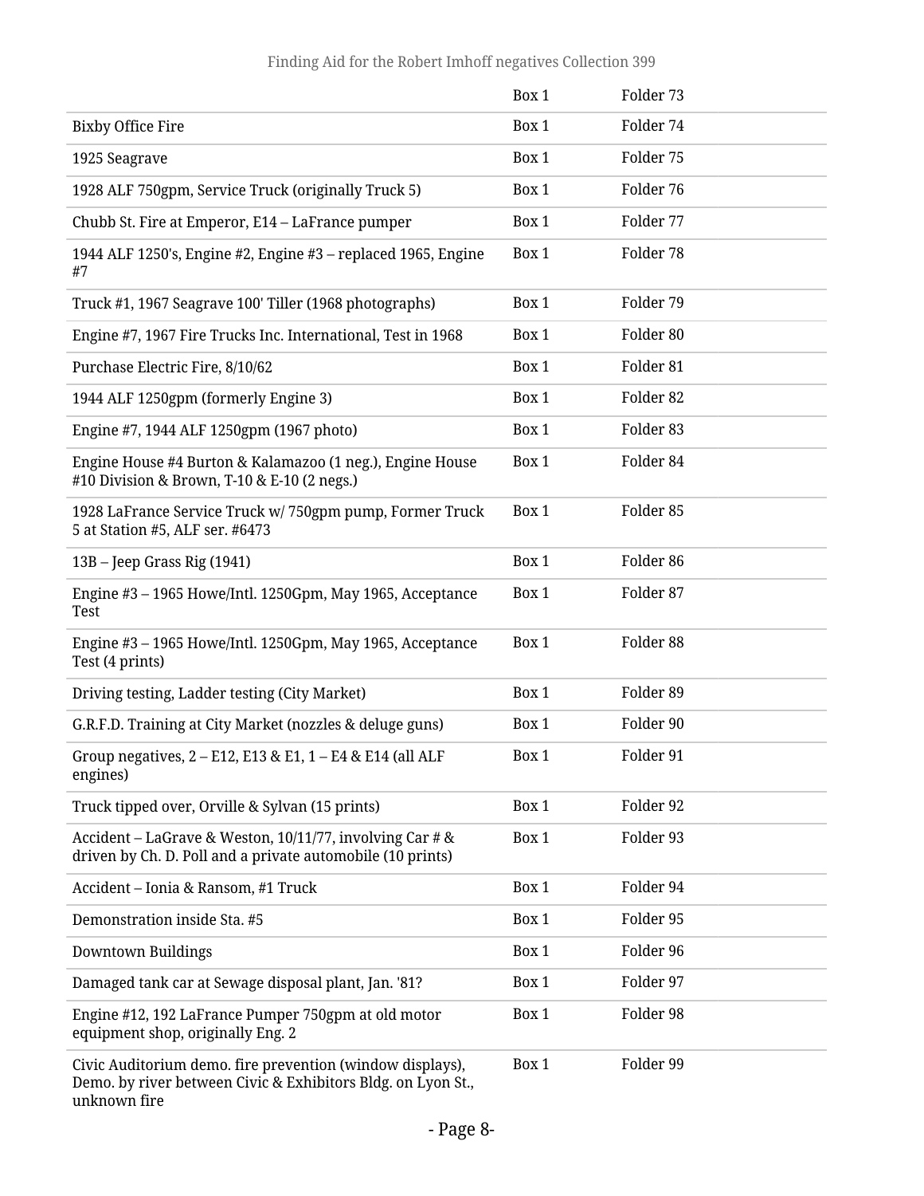| | | |
|---|---|---|
| | Box 1 | Folder 73 |
| Bixby Office Fire | Box 1 | Folder 74 |
| 1925 Seagrave | Box 1 | Folder 75 |
| 1928 ALF 750gpm, Service Truck (originally Truck 5) | Box 1 | Folder 76 |
| Chubb St. Fire at Emperor, E14 – LaFrance pumper | Box 1 | Folder 77 |
| 1944 ALF 1250's, Engine #2, Engine #3 – replaced 1965, Engine #7 | Box 1 | Folder 78 |
| Truck #1, 1967 Seagrave 100' Tiller (1968 photographs) | Box 1 | Folder 79 |
| Engine #7, 1967 Fire Trucks Inc. International, Test in 1968 | Box 1 | Folder 80 |
| Purchase Electric Fire, 8/10/62 | Box 1 | Folder 81 |
| 1944 ALF 1250gpm (formerly Engine 3) | Box 1 | Folder 82 |
| Engine #7, 1944 ALF 1250gpm (1967 photo) | Box 1 | Folder 83 |
| Engine House #4 Burton & Kalamazoo (1 neg.), Engine House #10 Division & Brown, T-10 & E-10 (2 negs.) | Box 1 | Folder 84 |
| 1928 LaFrance Service Truck w/ 750gpm pump, Former Truck 5 at Station #5, ALF ser. #6473 | Box 1 | Folder 85 |
| 13B – Jeep Grass Rig (1941) | Box 1 | Folder 86 |
| Engine #3 – 1965 Howe/Intl. 1250Gpm, May 1965, Acceptance Test | Box 1 | Folder 87 |
| Engine #3 – 1965 Howe/Intl. 1250Gpm, May 1965, Acceptance Test (4 prints) | Box 1 | Folder 88 |
| Driving testing, Ladder testing (City Market) | Box 1 | Folder 89 |
| G.R.F.D. Training at City Market (nozzles & deluge guns) | Box 1 | Folder 90 |
| Group negatives, 2 – E12, E13 & E1, 1 – E4 & E14 (all ALF engines) | Box 1 | Folder 91 |
| Truck tipped over, Orville & Sylvan (15 prints) | Box 1 | Folder 92 |
| Accident – LaGrave & Weston, 10/11/77, involving Car # & driven by Ch. D. Poll and a private automobile (10 prints) | Box 1 | Folder 93 |
| Accident – Ionia & Ransom, #1 Truck | Box 1 | Folder 94 |
| Demonstration inside Sta. #5 | Box 1 | Folder 95 |
| Downtown Buildings | Box 1 | Folder 96 |
| Damaged tank car at Sewage disposal plant, Jan. '81? | Box 1 | Folder 97 |
| Engine #12, 192 LaFrance Pumper 750gpm at old motor equipment shop, originally Eng. 2 | Box 1 | Folder 98 |
| Civic Auditorium demo. fire prevention (window displays), Demo. by river between Civic & Exhibitors Bldg. on Lyon St., unknown fire | Box 1 | Folder 99 |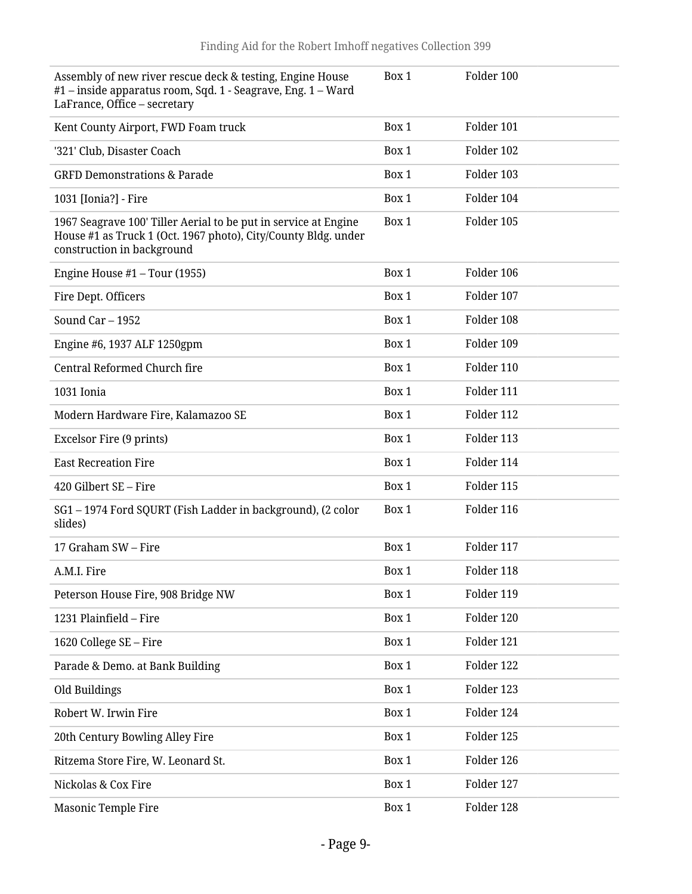| | | |
|---|---|---|
| Assembly of new river rescue deck & testing, Engine House #1 – inside apparatus room, Sqd. 1 - Seagrave, Eng. 1 – Ward LaFrance, Office – secretary | Box 1 | Folder 100 |
| Kent County Airport, FWD Foam truck | Box 1 | Folder 101 |
| '321' Club, Disaster Coach | Box 1 | Folder 102 |
| GRFD Demonstrations & Parade | Box 1 | Folder 103 |
| 1031 [Ionia?] - Fire | Box 1 | Folder 104 |
| 1967 Seagrave 100' Tiller Aerial to be put in service at Engine House #1 as Truck 1 (Oct. 1967 photo), City/County Bldg. under construction in background | Box 1 | Folder 105 |
| Engine House #1 – Tour (1955) | Box 1 | Folder 106 |
| Fire Dept. Officers | Box 1 | Folder 107 |
| Sound Car – 1952 | Box 1 | Folder 108 |
| Engine #6, 1937 ALF 1250gpm | Box 1 | Folder 109 |
| Central Reformed Church fire | Box 1 | Folder 110 |
| 1031 Ionia | Box 1 | Folder 111 |
| Modern Hardware Fire, Kalamazoo SE | Box 1 | Folder 112 |
| Excelsor Fire (9 prints) | Box 1 | Folder 113 |
| East Recreation Fire | Box 1 | Folder 114 |
| 420 Gilbert SE – Fire | Box 1 | Folder 115 |
| SG1 – 1974 Ford SQURT (Fish Ladder in background), (2 color slides) | Box 1 | Folder 116 |
| 17 Graham SW – Fire | Box 1 | Folder 117 |
| A.M.I. Fire | Box 1 | Folder 118 |
| Peterson House Fire, 908 Bridge NW | Box 1 | Folder 119 |
| 1231 Plainfield – Fire | Box 1 | Folder 120 |
| 1620 College SE – Fire | Box 1 | Folder 121 |
| Parade & Demo. at Bank Building | Box 1 | Folder 122 |
| Old Buildings | Box 1 | Folder 123 |
| Robert W. Irwin Fire | Box 1 | Folder 124 |
| 20th Century Bowling Alley Fire | Box 1 | Folder 125 |
| Ritzema Store Fire, W. Leonard St. | Box 1 | Folder 126 |
| Nickolas & Cox Fire | Box 1 | Folder 127 |
| Masonic Temple Fire | Box 1 | Folder 128 |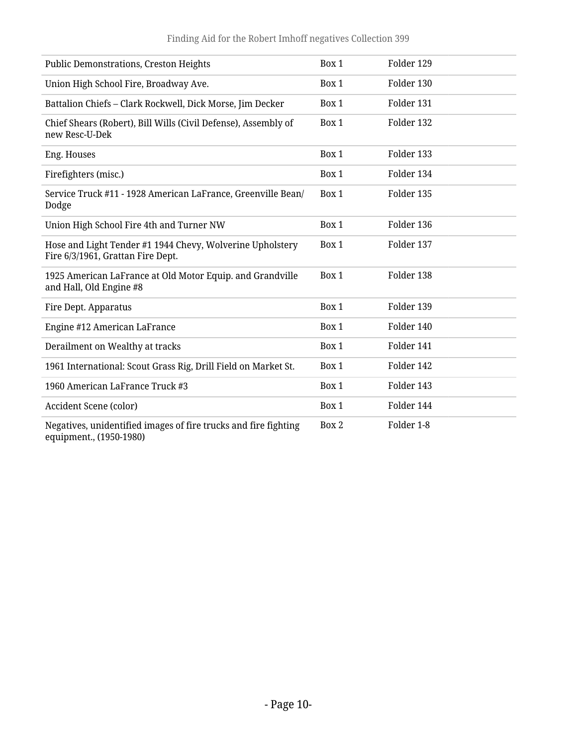| | | |
|---|---|---|
| Public Demonstrations, Creston Heights | Box 1 | Folder 129 |
| Union High School Fire, Broadway Ave. | Box 1 | Folder 130 |
| Battalion Chiefs – Clark Rockwell, Dick Morse, Jim Decker | Box 1 | Folder 131 |
| Chief Shears (Robert), Bill Wills (Civil Defense), Assembly of new Resc-U-Dek | Box 1 | Folder 132 |
| Eng. Houses | Box 1 | Folder 133 |
| Firefighters (misc.) | Box 1 | Folder 134 |
| Service Truck #11 - 1928 American LaFrance, Greenville Bean/ Dodge | Box 1 | Folder 135 |
| Union High School Fire 4th and Turner NW | Box 1 | Folder 136 |
| Hose and Light Tender #1 1944 Chevy, Wolverine Upholstery Fire 6/3/1961, Grattan Fire Dept. | Box 1 | Folder 137 |
| 1925 American LaFrance at Old Motor Equip. and Grandville and Hall, Old Engine #8 | Box 1 | Folder 138 |
| Fire Dept. Apparatus | Box 1 | Folder 139 |
| Engine #12 American LaFrance | Box 1 | Folder 140 |
| Derailment on Wealthy at tracks | Box 1 | Folder 141 |
| 1961 International: Scout Grass Rig, Drill Field on Market St. | Box 1 | Folder 142 |
| 1960 American LaFrance Truck #3 | Box 1 | Folder 143 |
| Accident Scene (color) | Box 1 | Folder 144 |
| Negatives, unidentified images of fire trucks and fire fighting equipment., (1950-1980) | Box 2 | Folder 1-8 |